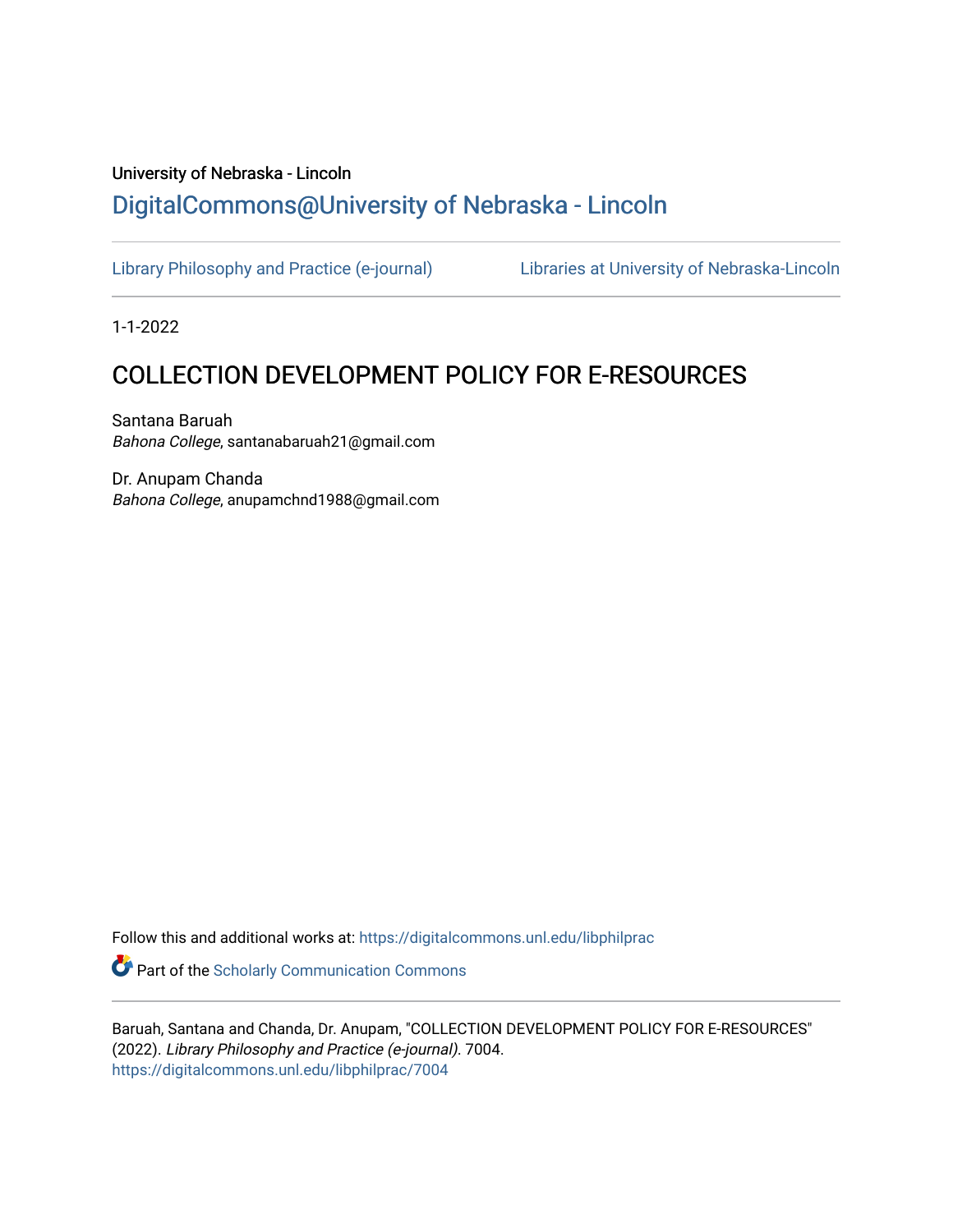University of Nebraska - Lincoln

DigitalCommons@University of Nebraska - Lincoln

Library Philosophy and Practice (e-journal) — Libraries at University of Nebraska-Lincoln

1-1-2022

# COLLECTION DEVELOPMENT POLICY FOR E-RESOURCES

Santana Baruah
*Bahona College*, santanabaruah21@gmail.com

Dr. Anupam Chanda
*Bahona College*, anupamchnd1988@gmail.com

Follow this and additional works at: https://digitalcommons.unl.edu/libphilprac

Part of the Scholarly Communication Commons

Baruah, Santana and Chanda, Dr. Anupam, "COLLECTION DEVELOPMENT POLICY FOR E-RESOURCES" (2022). *Library Philosophy and Practice (e-journal)*. 7004.
https://digitalcommons.unl.edu/libphilprac/7004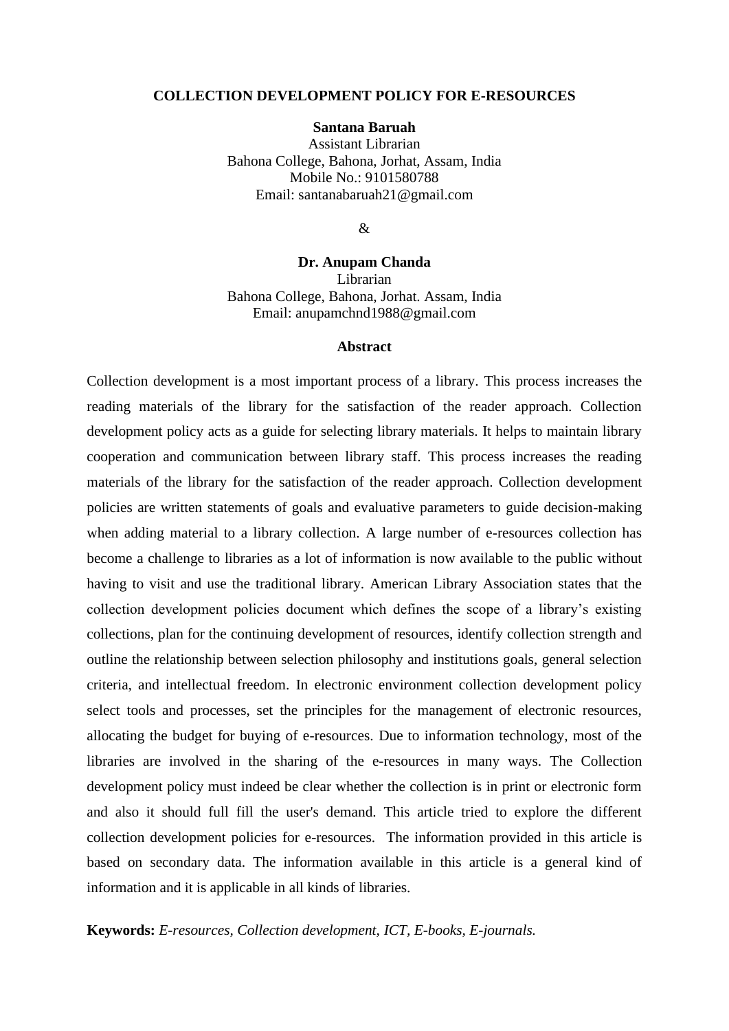**COLLECTION DEVELOPMENT POLICY FOR E-RESOURCES**

**Santana Baruah**
Assistant Librarian
Bahona College, Bahona, Jorhat, Assam, India
Mobile No.: 9101580788
Email: santanabaruah21@gmail.com

&

**Dr. Anupam Chanda**
Librarian
Bahona College, Bahona, Jorhat. Assam, India
Email: anupamchnd1988@gmail.com

**Abstract**

Collection development is a most important process of a library. This process increases the reading materials of the library for the satisfaction of the reader approach. Collection development policy acts as a guide for selecting library materials. It helps to maintain library cooperation and communication between library staff. This process increases the reading materials of the library for the satisfaction of the reader approach. Collection development policies are written statements of goals and evaluative parameters to guide decision-making when adding material to a library collection. A large number of e-resources collection has become a challenge to libraries as a lot of information is now available to the public without having to visit and use the traditional library. American Library Association states that the collection development policies document which defines the scope of a library's existing collections, plan for the continuing development of resources, identify collection strength and outline the relationship between selection philosophy and institutions goals, general selection criteria, and intellectual freedom. In electronic environment collection development policy select tools and processes, set the principles for the management of electronic resources, allocating the budget for buying of e-resources. Due to information technology, most of the libraries are involved in the sharing of the e-resources in many ways. The Collection development policy must indeed be clear whether the collection is in print or electronic form and also it should full fill the user's demand. This article tried to explore the different collection development policies for e-resources. The information provided in this article is based on secondary data. The information available in this article is a general kind of information and it is applicable in all kinds of libraries.

**Keywords:** *E-resources, Collection development, ICT, E-books, E-journals.*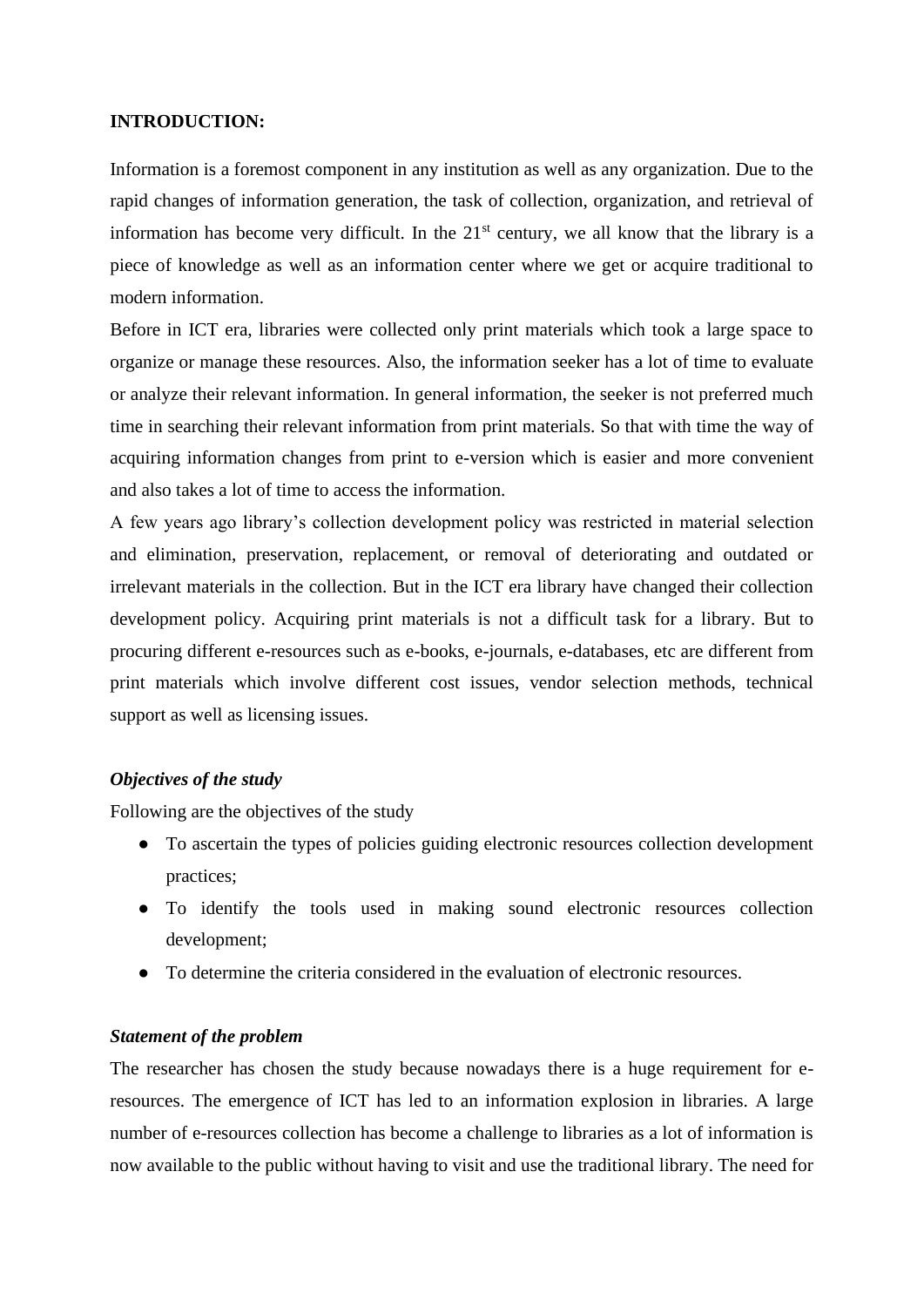**INTRODUCTION:**

Information is a foremost component in any institution as well as any organization. Due to the rapid changes of information generation, the task of collection, organization, and retrieval of information has become very difficult. In the 21st century, we all know that the library is a piece of knowledge as well as an information center where we get or acquire traditional to modern information.

Before in ICT era, libraries were collected only print materials which took a large space to organize or manage these resources. Also, the information seeker has a lot of time to evaluate or analyze their relevant information. In general information, the seeker is not preferred much time in searching their relevant information from print materials. So that with time the way of acquiring information changes from print to e-version which is easier and more convenient and also takes a lot of time to access the information.

A few years ago library's collection development policy was restricted in material selection and elimination, preservation, replacement, or removal of deteriorating and outdated or irrelevant materials in the collection. But in the ICT era library have changed their collection development policy. Acquiring print materials is not a difficult task for a library. But to procuring different e-resources such as e-books, e-journals, e-databases, etc are different from print materials which involve different cost issues, vendor selection methods, technical support as well as licensing issues.

***Objectives of the study***

Following are the objectives of the study

- To ascertain the types of policies guiding electronic resources collection development practices;
- To identify the tools used in making sound electronic resources collection development;
- To determine the criteria considered in the evaluation of electronic resources.

***Statement of the problem***

The researcher has chosen the study because nowadays there is a huge requirement for e-resources. The emergence of ICT has led to an information explosion in libraries. A large number of e-resources collection has become a challenge to libraries as a lot of information is now available to the public without having to visit and use the traditional library. The need for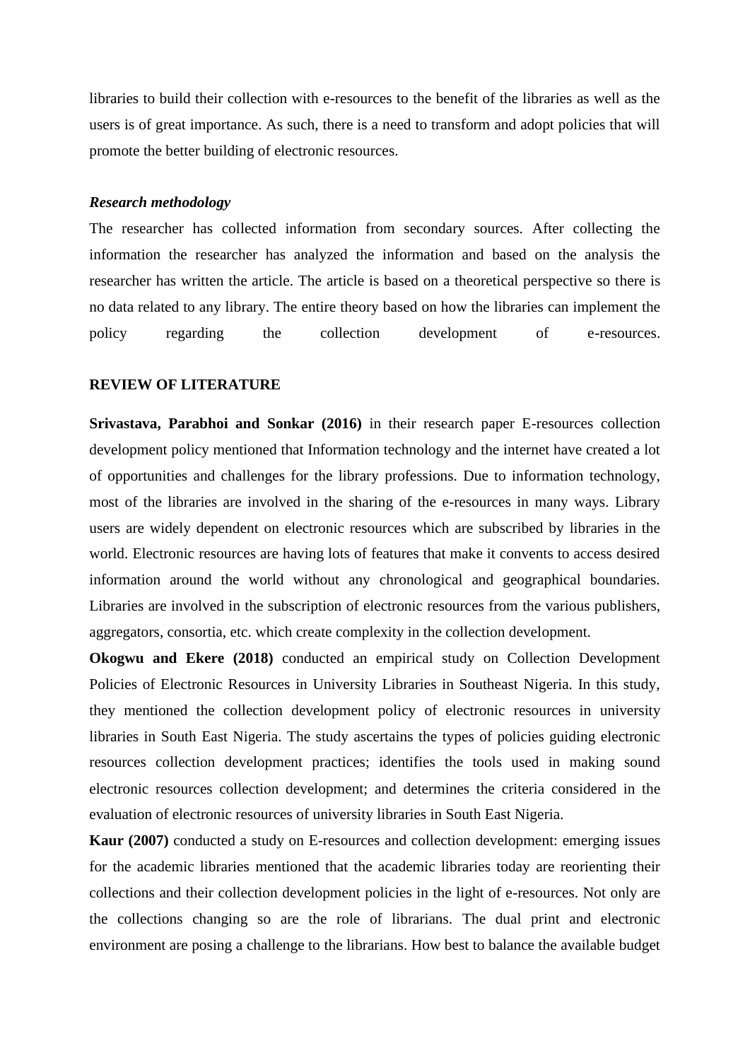libraries to build their collection with e-resources to the benefit of the libraries as well as the users is of great importance. As such, there is a need to transform and adopt policies that will promote the better building of electronic resources.

***Research methodology***

The researcher has collected information from secondary sources. After collecting the information the researcher has analyzed the information and based on the analysis the researcher has written the article. The article is based on a theoretical perspective so there is no data related to any library. The entire theory based on how the libraries can implement the policy regarding the collection development of e-resources.

**REVIEW OF LITERATURE**

**Srivastava, Parabhoi and Sonkar (2016)** in their research paper E-resources collection development policy mentioned that Information technology and the internet have created a lot of opportunities and challenges for the library professions. Due to information technology, most of the libraries are involved in the sharing of the e-resources in many ways. Library users are widely dependent on electronic resources which are subscribed by libraries in the world. Electronic resources are having lots of features that make it convents to access desired information around the world without any chronological and geographical boundaries. Libraries are involved in the subscription of electronic resources from the various publishers, aggregators, consortia, etc. which create complexity in the collection development.

**Okogwu and Ekere (2018)** conducted an empirical study on Collection Development Policies of Electronic Resources in University Libraries in Southeast Nigeria. In this study, they mentioned the collection development policy of electronic resources in university libraries in South East Nigeria. The study ascertains the types of policies guiding electronic resources collection development practices; identifies the tools used in making sound electronic resources collection development; and determines the criteria considered in the evaluation of electronic resources of university libraries in South East Nigeria.

**Kaur (2007)** conducted a study on E-resources and collection development: emerging issues for the academic libraries mentioned that the academic libraries today are reorienting their collections and their collection development policies in the light of e-resources. Not only are the collections changing so are the role of librarians. The dual print and electronic environment are posing a challenge to the librarians. How best to balance the available budget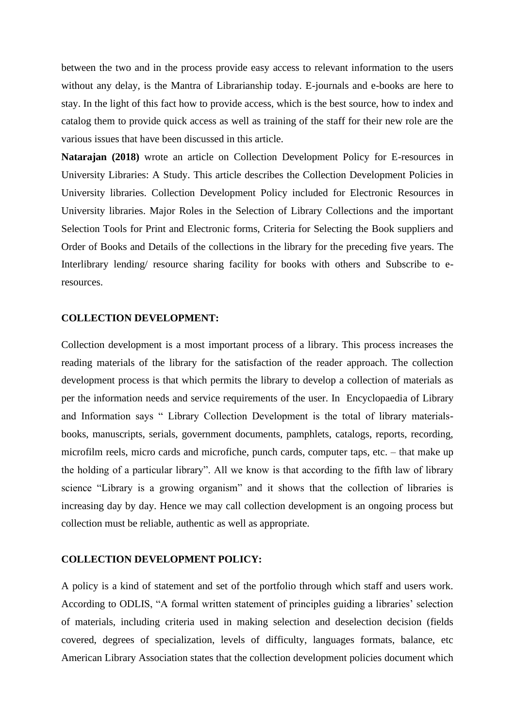between the two and in the process provide easy access to relevant information to the users without any delay, is the Mantra of Librarianship today. E-journals and e-books are here to stay. In the light of this fact how to provide access, which is the best source, how to index and catalog them to provide quick access as well as training of the staff for their new role are the various issues that have been discussed in this article.

**Natarajan (2018)** wrote an article on Collection Development Policy for E-resources in University Libraries: A Study. This article describes the Collection Development Policies in University libraries. Collection Development Policy included for Electronic Resources in University libraries. Major Roles in the Selection of Library Collections and the important Selection Tools for Print and Electronic forms, Criteria for Selecting the Book suppliers and Order of Books and Details of the collections in the library for the preceding five years. The Interlibrary lending/ resource sharing facility for books with others and Subscribe to e-resources.

**COLLECTION DEVELOPMENT:**

Collection development is a most important process of a library. This process increases the reading materials of the library for the satisfaction of the reader approach. The collection development process is that which permits the library to develop a collection of materials as per the information needs and service requirements of the user. In Encyclopaedia of Library and Information says " Library Collection Development is the total of library materials-books, manuscripts, serials, government documents, pamphlets, catalogs, reports, recording, microfilm reels, micro cards and microfiche, punch cards, computer taps, etc. – that make up the holding of a particular library". All we know is that according to the fifth law of library science "Library is a growing organism" and it shows that the collection of libraries is increasing day by day. Hence we may call collection development is an ongoing process but collection must be reliable, authentic as well as appropriate.

**COLLECTION DEVELOPMENT POLICY:**

A policy is a kind of statement and set of the portfolio through which staff and users work. According to ODLIS, "A formal written statement of principles guiding a libraries' selection of materials, including criteria used in making selection and deselection decision (fields covered, degrees of specialization, levels of difficulty, languages formats, balance, etc American Library Association states that the collection development policies document which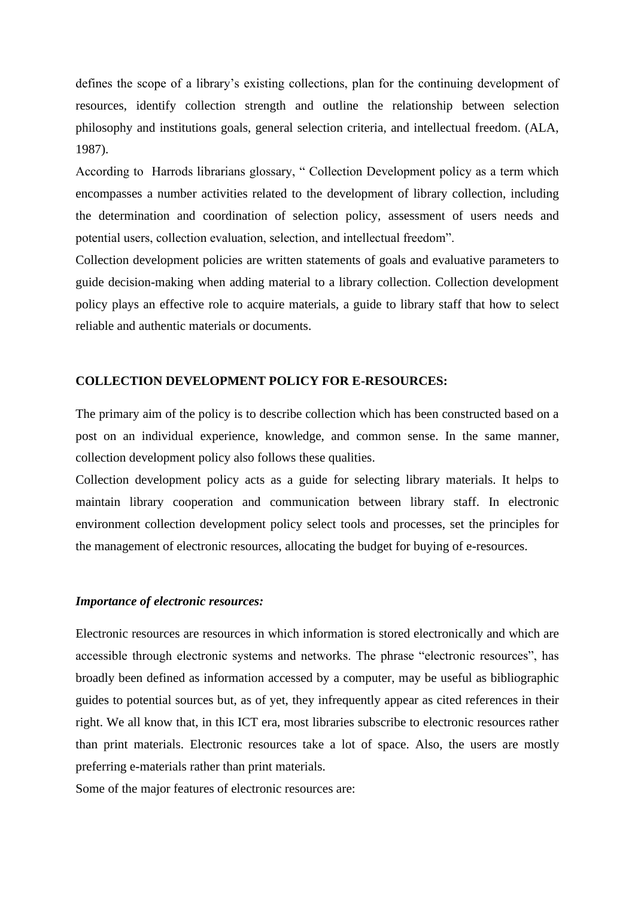defines the scope of a library's existing collections, plan for the continuing development of resources, identify collection strength and outline the relationship between selection philosophy and institutions goals, general selection criteria, and intellectual freedom. (ALA, 1987).

According to Harrods librarians glossary, " Collection Development policy as a term which encompasses a number activities related to the development of library collection, including the determination and coordination of selection policy, assessment of users needs and potential users, collection evaluation, selection, and intellectual freedom".

Collection development policies are written statements of goals and evaluative parameters to guide decision-making when adding material to a library collection. Collection development policy plays an effective role to acquire materials, a guide to library staff that how to select reliable and authentic materials or documents.

**COLLECTION DEVELOPMENT POLICY FOR E-RESOURCES:**

The primary aim of the policy is to describe collection which has been constructed based on a post on an individual experience, knowledge, and common sense. In the same manner, collection development policy also follows these qualities.

Collection development policy acts as a guide for selecting library materials. It helps to maintain library cooperation and communication between library staff. In electronic environment collection development policy select tools and processes, set the principles for the management of electronic resources, allocating the budget for buying of e-resources.

***Importance of electronic resources:***

Electronic resources are resources in which information is stored electronically and which are accessible through electronic systems and networks. The phrase "electronic resources", has broadly been defined as information accessed by a computer, may be useful as bibliographic guides to potential sources but, as of yet, they infrequently appear as cited references in their right. We all know that, in this ICT era, most libraries subscribe to electronic resources rather than print materials. Electronic resources take a lot of space. Also, the users are mostly preferring e-materials rather than print materials.

Some of the major features of electronic resources are: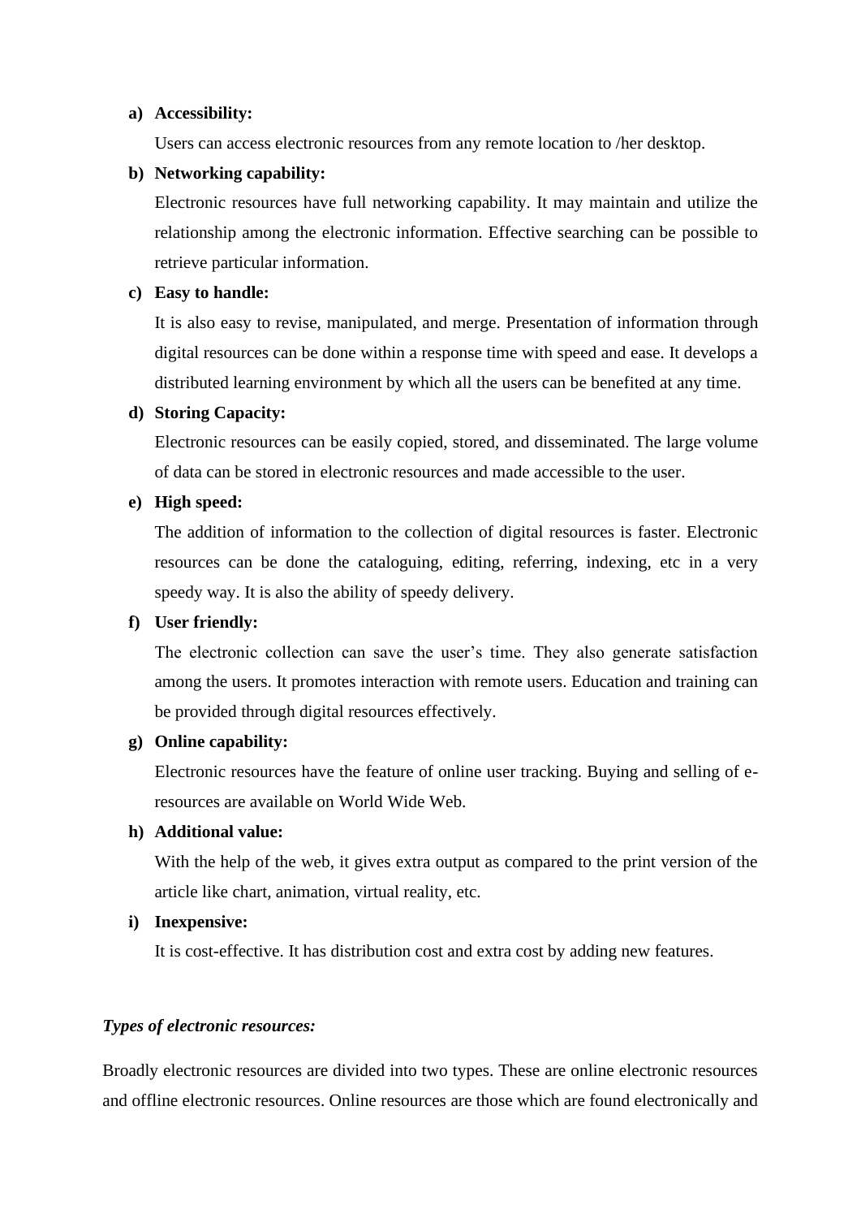a) **Accessibility:**

   Users can access electronic resources from any remote location to /her desktop.

b) **Networking capability:**

   Electronic resources have full networking capability. It may maintain and utilize the relationship among the electronic information. Effective searching can be possible to retrieve particular information.

c) **Easy to handle:**

   It is also easy to revise, manipulated, and merge. Presentation of information through digital resources can be done within a response time with speed and ease. It develops a distributed learning environment by which all the users can be benefited at any time.

d) **Storing Capacity:**

   Electronic resources can be easily copied, stored, and disseminated. The large volume of data can be stored in electronic resources and made accessible to the user.

e) **High speed:**

   The addition of information to the collection of digital resources is faster. Electronic resources can be done the cataloguing, editing, referring, indexing, etc in a very speedy way. It is also the ability of speedy delivery.

f) **User friendly:**

   The electronic collection can save the user's time. They also generate satisfaction among the users. It promotes interaction with remote users. Education and training can be provided through digital resources effectively.

g) **Online capability:**

   Electronic resources have the feature of online user tracking. Buying and selling of e-resources are available on World Wide Web.

h) **Additional value:**

   With the help of the web, it gives extra output as compared to the print version of the article like chart, animation, virtual reality, etc.

i) **Inexpensive:**

   It is cost-effective. It has distribution cost and extra cost by adding new features.

***Types of electronic resources:***

Broadly electronic resources are divided into two types. These are online electronic resources and offline electronic resources. Online resources are those which are found electronically and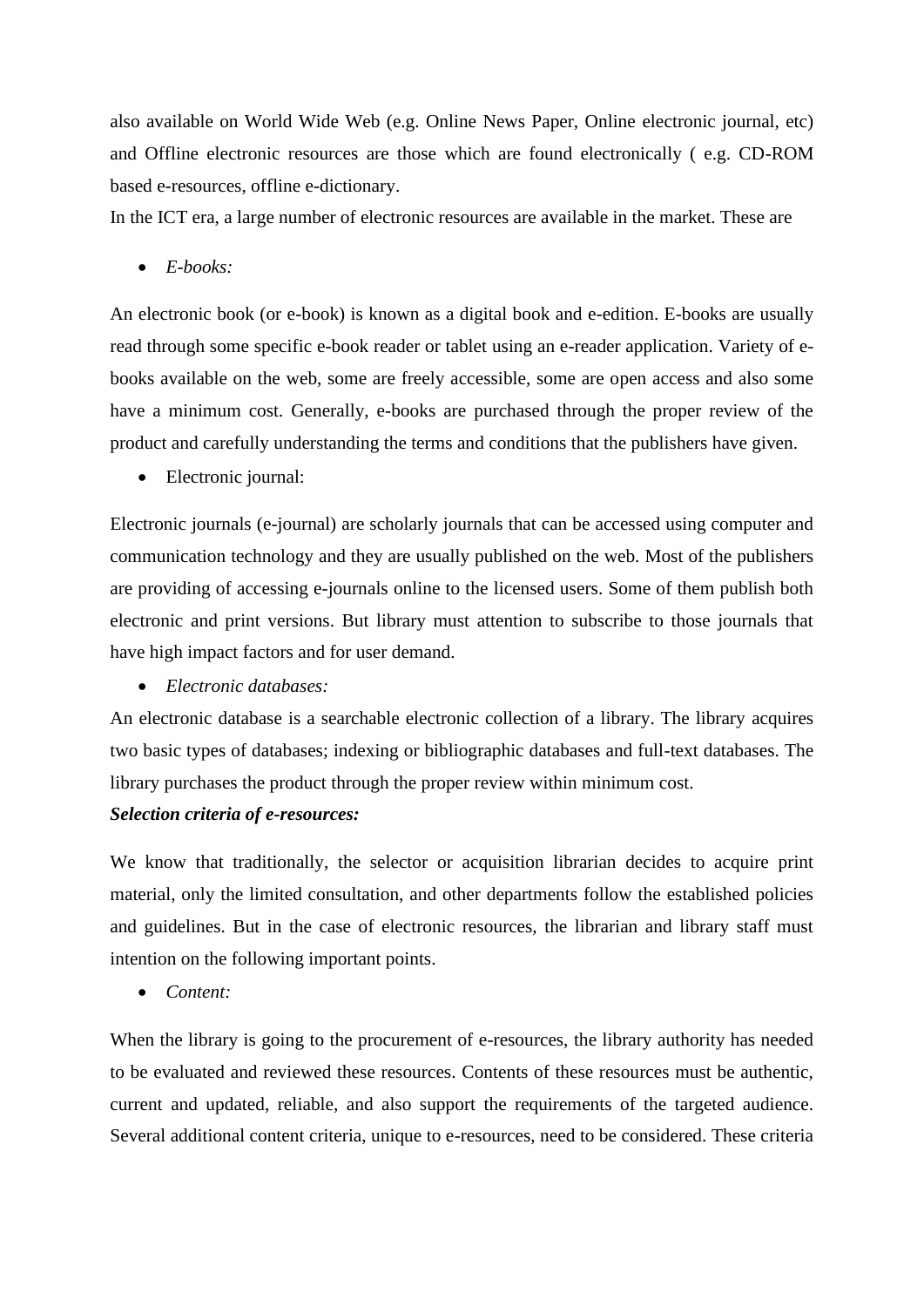also available on World Wide Web (e.g. Online News Paper, Online electronic journal, etc) and Offline electronic resources are those which are found electronically ( e.g. CD-ROM based e-resources, offline e-dictionary.

In the ICT era, a large number of electronic resources are available in the market. These are

- *E-books:*

An electronic book (or e-book) is known as a digital book and e-edition. E-books are usually read through some specific e-book reader or tablet using an e-reader application. Variety of e-books available on the web, some are freely accessible, some are open access and also some have a minimum cost. Generally, e-books are purchased through the proper review of the product and carefully understanding the terms and conditions that the publishers have given.

- Electronic journal:

Electronic journals (e-journal) are scholarly journals that can be accessed using computer and communication technology and they are usually published on the web. Most of the publishers are providing of accessing e-journals online to the licensed users. Some of them publish both electronic and print versions. But library must attention to subscribe to those journals that have high impact factors and for user demand.

- *Electronic databases:*

An electronic database is a searchable electronic collection of a library. The library acquires two basic types of databases; indexing or bibliographic databases and full-text databases. The library purchases the product through the proper review within minimum cost.

***Selection criteria of e-resources:***

We know that traditionally, the selector or acquisition librarian decides to acquire print material, only the limited consultation, and other departments follow the established policies and guidelines. But in the case of electronic resources, the librarian and library staff must intention on the following important points.

- *Content:*

When the library is going to the procurement of e-resources, the library authority has needed to be evaluated and reviewed these resources. Contents of these resources must be authentic, current and updated, reliable, and also support the requirements of the targeted audience. Several additional content criteria, unique to e-resources, need to be considered. These criteria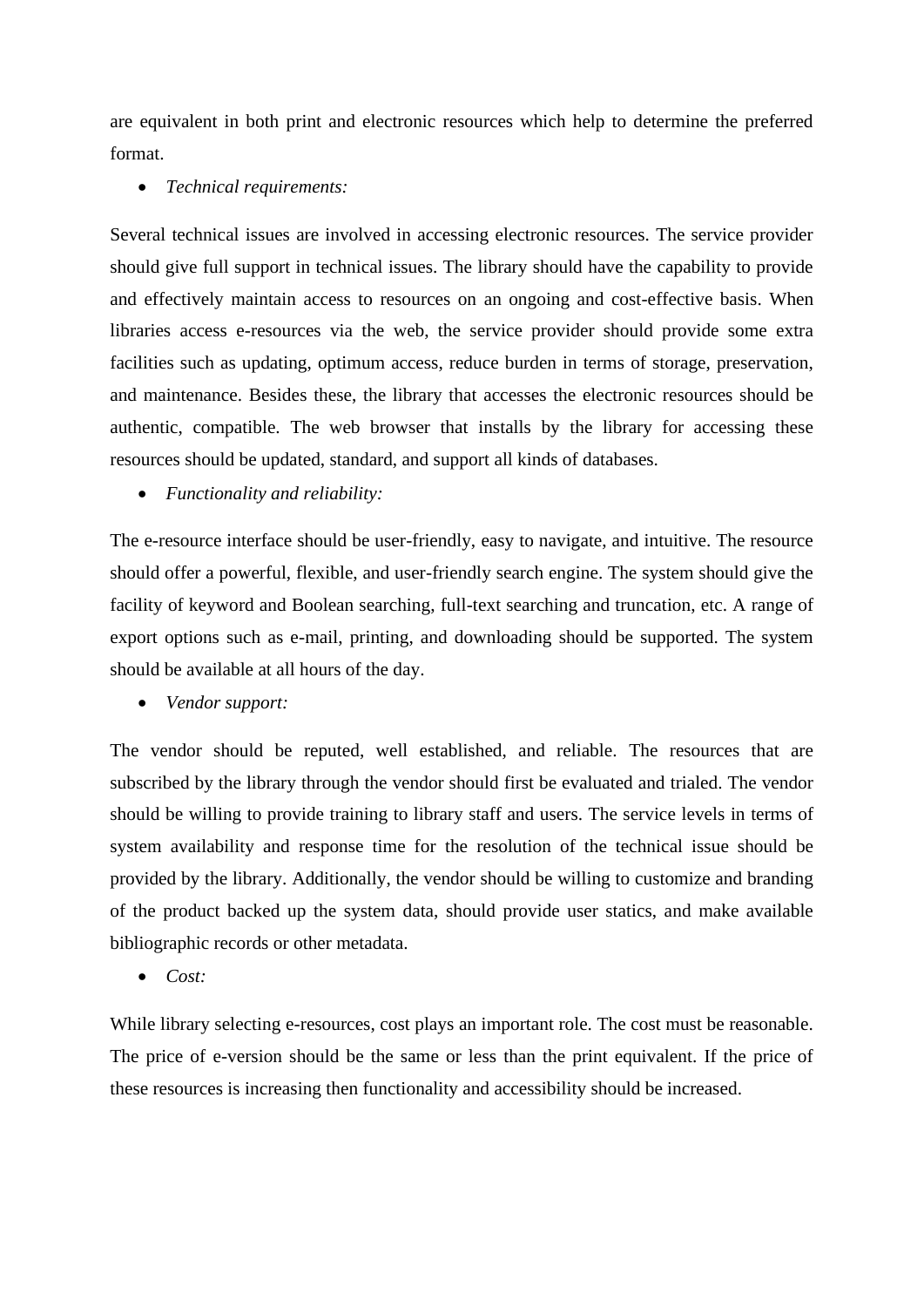are equivalent in both print and electronic resources which help to determine the preferred format.

- *Technical requirements:*

Several technical issues are involved in accessing electronic resources. The service provider should give full support in technical issues. The library should have the capability to provide and effectively maintain access to resources on an ongoing and cost-effective basis. When libraries access e-resources via the web, the service provider should provide some extra facilities such as updating, optimum access, reduce burden in terms of storage, preservation, and maintenance. Besides these, the library that accesses the electronic resources should be authentic, compatible. The web browser that installs by the library for accessing these resources should be updated, standard, and support all kinds of databases.

- *Functionality and reliability:*

The e-resource interface should be user-friendly, easy to navigate, and intuitive. The resource should offer a powerful, flexible, and user-friendly search engine. The system should give the facility of keyword and Boolean searching, full-text searching and truncation, etc. A range of export options such as e-mail, printing, and downloading should be supported. The system should be available at all hours of the day.

- *Vendor support:*

The vendor should be reputed, well established, and reliable. The resources that are subscribed by the library through the vendor should first be evaluated and trialed. The vendor should be willing to provide training to library staff and users. The service levels in terms of system availability and response time for the resolution of the technical issue should be provided by the library. Additionally, the vendor should be willing to customize and branding of the product backed up the system data, should provide user statics, and make available bibliographic records or other metadata.

- *Cost:*

While library selecting e-resources, cost plays an important role. The cost must be reasonable. The price of e-version should be the same or less than the print equivalent. If the price of these resources is increasing then functionality and accessibility should be increased.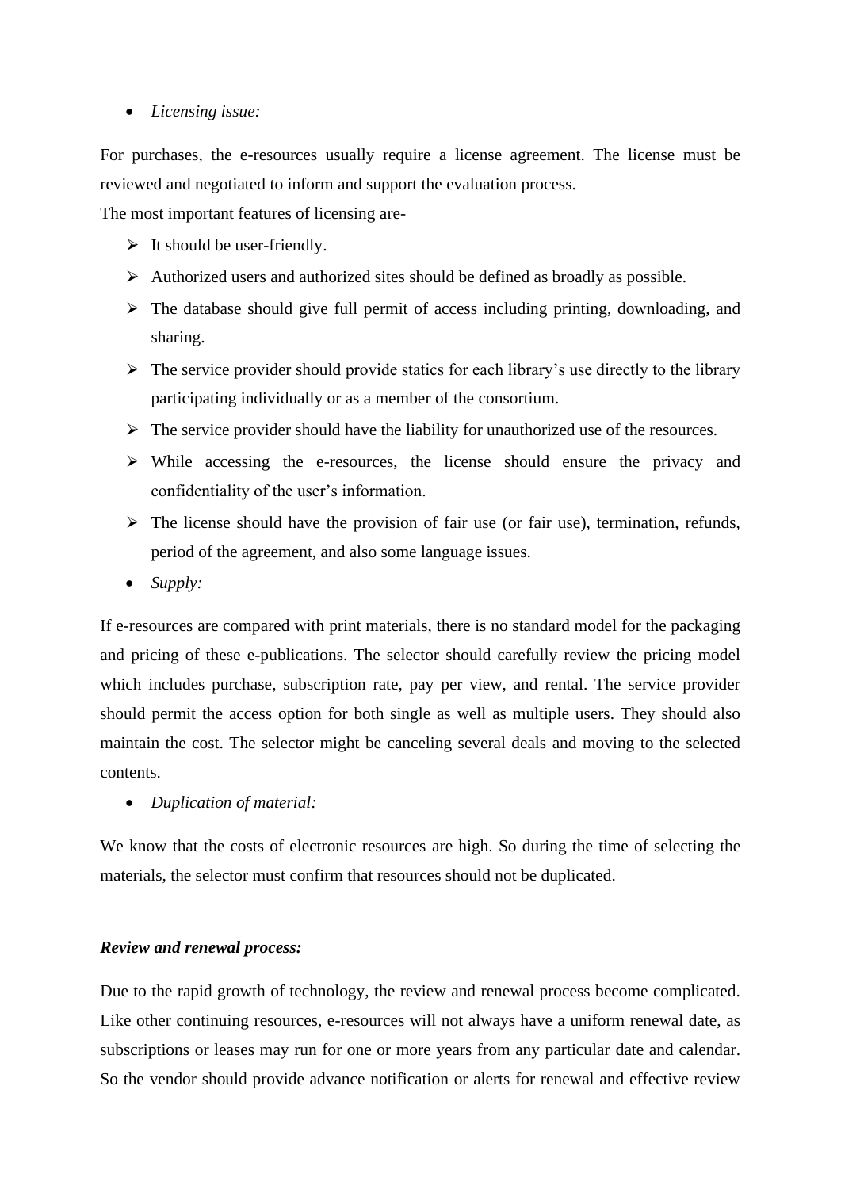- *Licensing issue:*

For purchases, the e-resources usually require a license agreement. The license must be reviewed and negotiated to inform and support the evaluation process.
The most important features of licensing are-

- It should be user-friendly.
- Authorized users and authorized sites should be defined as broadly as possible.
- The database should give full permit of access including printing, downloading, and sharing.
- The service provider should provide statics for each library's use directly to the library participating individually or as a member of the consortium.
- The service provider should have the liability for unauthorized use of the resources.
- While accessing the e-resources, the license should ensure the privacy and confidentiality of the user's information.
- The license should have the provision of fair use (or fair use), termination, refunds, period of the agreement, and also some language issues.

- *Supply:*

If e-resources are compared with print materials, there is no standard model for the packaging and pricing of these e-publications. The selector should carefully review the pricing model which includes purchase, subscription rate, pay per view, and rental. The service provider should permit the access option for both single as well as multiple users. They should also maintain the cost. The selector might be canceling several deals and moving to the selected contents.

- *Duplication of material:*

We know that the costs of electronic resources are high. So during the time of selecting the materials, the selector must confirm that resources should not be duplicated.

***Review and renewal process:***

Due to the rapid growth of technology, the review and renewal process become complicated. Like other continuing resources, e-resources will not always have a uniform renewal date, as subscriptions or leases may run for one or more years from any particular date and calendar. So the vendor should provide advance notification or alerts for renewal and effective review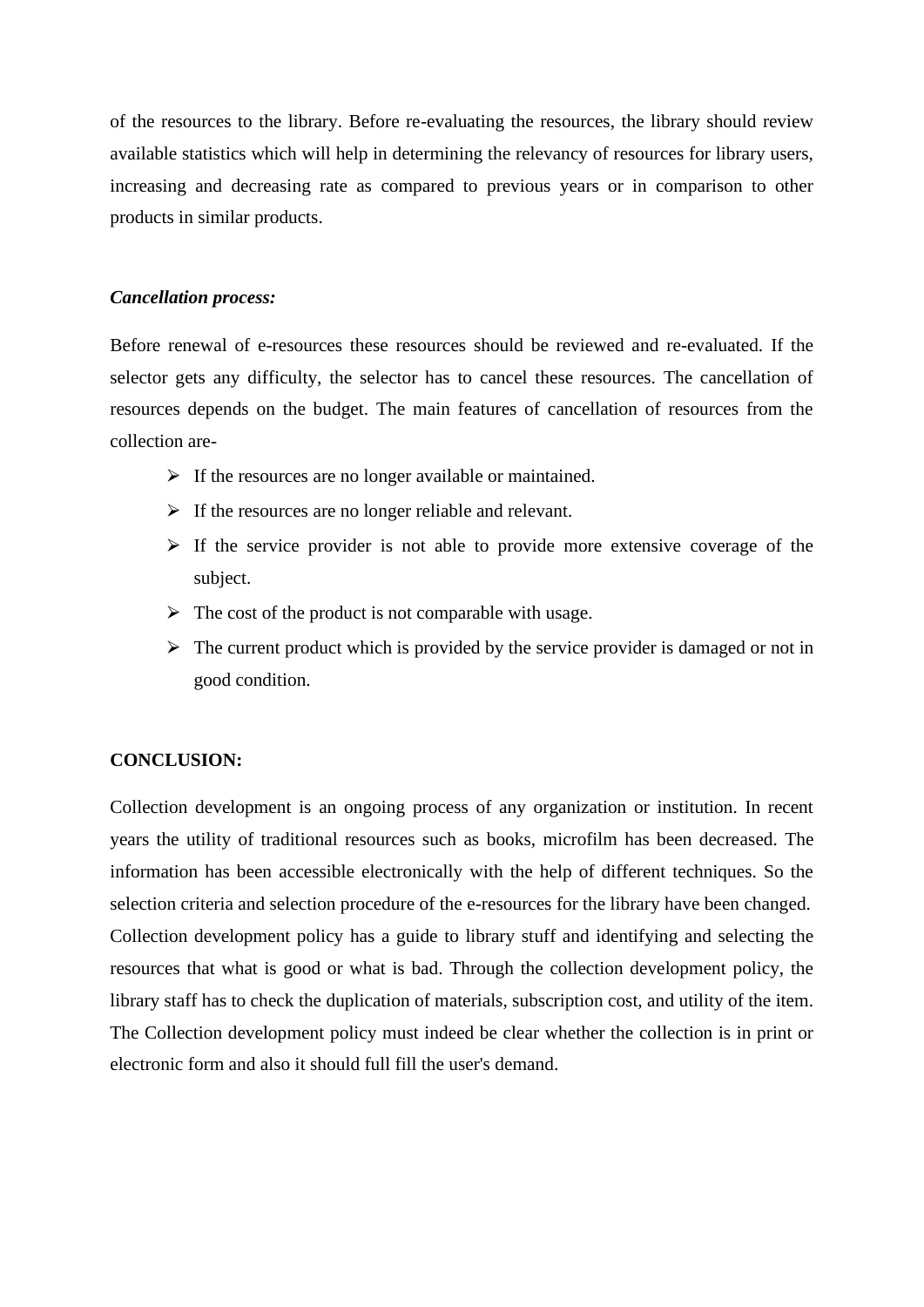of the resources to the library. Before re-evaluating the resources, the library should review available statistics which will help in determining the relevancy of resources for library users, increasing and decreasing rate as compared to previous years or in comparison to other products in similar products.

***Cancellation process:***

Before renewal of e-resources these resources should be reviewed and re-evaluated. If the selector gets any difficulty, the selector has to cancel these resources. The cancellation of resources depends on the budget. The main features of cancellation of resources from the collection are-

- If the resources are no longer available or maintained.
- If the resources are no longer reliable and relevant.
- If the service provider is not able to provide more extensive coverage of the subject.
- The cost of the product is not comparable with usage.
- The current product which is provided by the service provider is damaged or not in good condition.

**CONCLUSION:**

Collection development is an ongoing process of any organization or institution. In recent years the utility of traditional resources such as books, microfilm has been decreased. The information has been accessible electronically with the help of different techniques. So the selection criteria and selection procedure of the e-resources for the library have been changed. Collection development policy has a guide to library stuff and identifying and selecting the resources that what is good or what is bad. Through the collection development policy, the library staff has to check the duplication of materials, subscription cost, and utility of the item. The Collection development policy must indeed be clear whether the collection is in print or electronic form and also it should full fill the user's demand.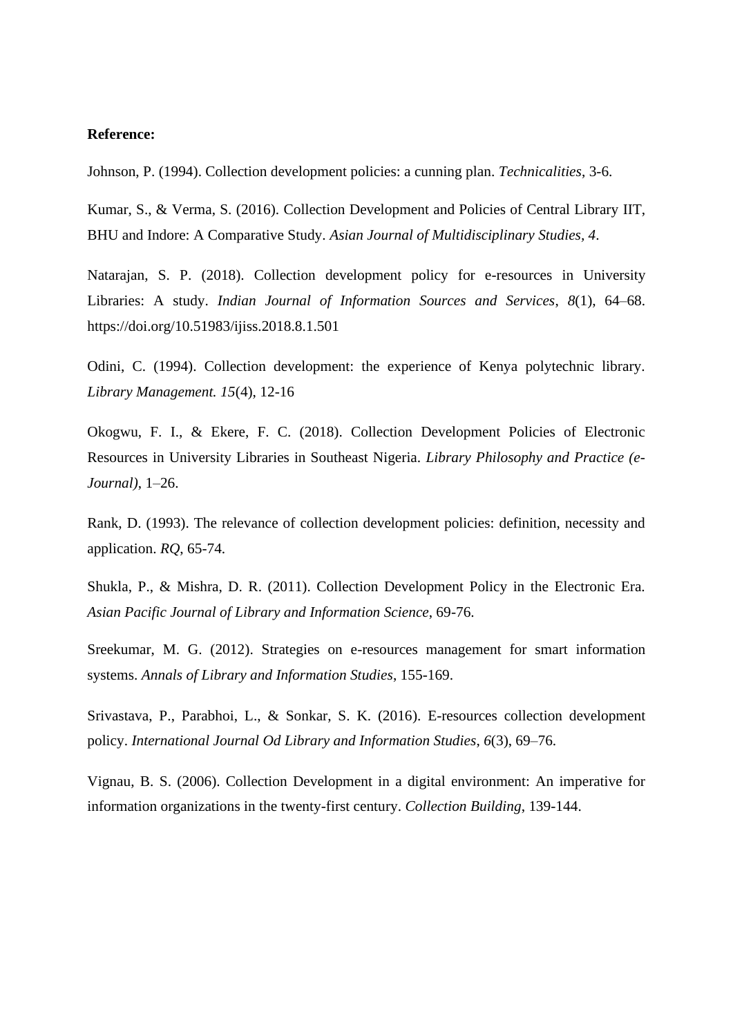**Reference:**

Johnson, P. (1994). Collection development policies: a cunning plan. *Technicalities*, 3-6.

Kumar, S., & Verma, S. (2016). Collection Development and Policies of Central Library IIT, BHU and Indore: A Comparative Study. *Asian Journal of Multidisciplinary Studies, 4*.

Natarajan, S. P. (2018). Collection development policy for e-resources in University Libraries: A study. *Indian Journal of Information Sources and Services*, *8*(1), 64–68. https://doi.org/10.51983/ijiss.2018.8.1.501

Odini, C. (1994). Collection development: the experience of Kenya polytechnic library. *Library Management. 15*(4), 12-16

Okogwu, F. I., & Ekere, F. C. (2018). Collection Development Policies of Electronic Resources in University Libraries in Southeast Nigeria. *Library Philosophy and Practice (e-Journal)*, 1–26.

Rank, D. (1993). The relevance of collection development policies: definition, necessity and application. *RQ*, 65-74.

Shukla, P., & Mishra, D. R. (2011). Collection Development Policy in the Electronic Era. *Asian Pacific Journal of Library and Information Science*, 69-76.

Sreekumar, M. G. (2012). Strategies on e-resources management for smart information systems. *Annals of Library and Information Studies*, 155-169.

Srivastava, P., Parabhoi, L., & Sonkar, S. K. (2016). E-resources collection development policy. *International Journal Od Library and Information Studies*, *6*(3), 69–76.

Vignau, B. S. (2006). Collection Development in a digital environment: An imperative for information organizations in the twenty-first century. *Collection Building*, 139-144.